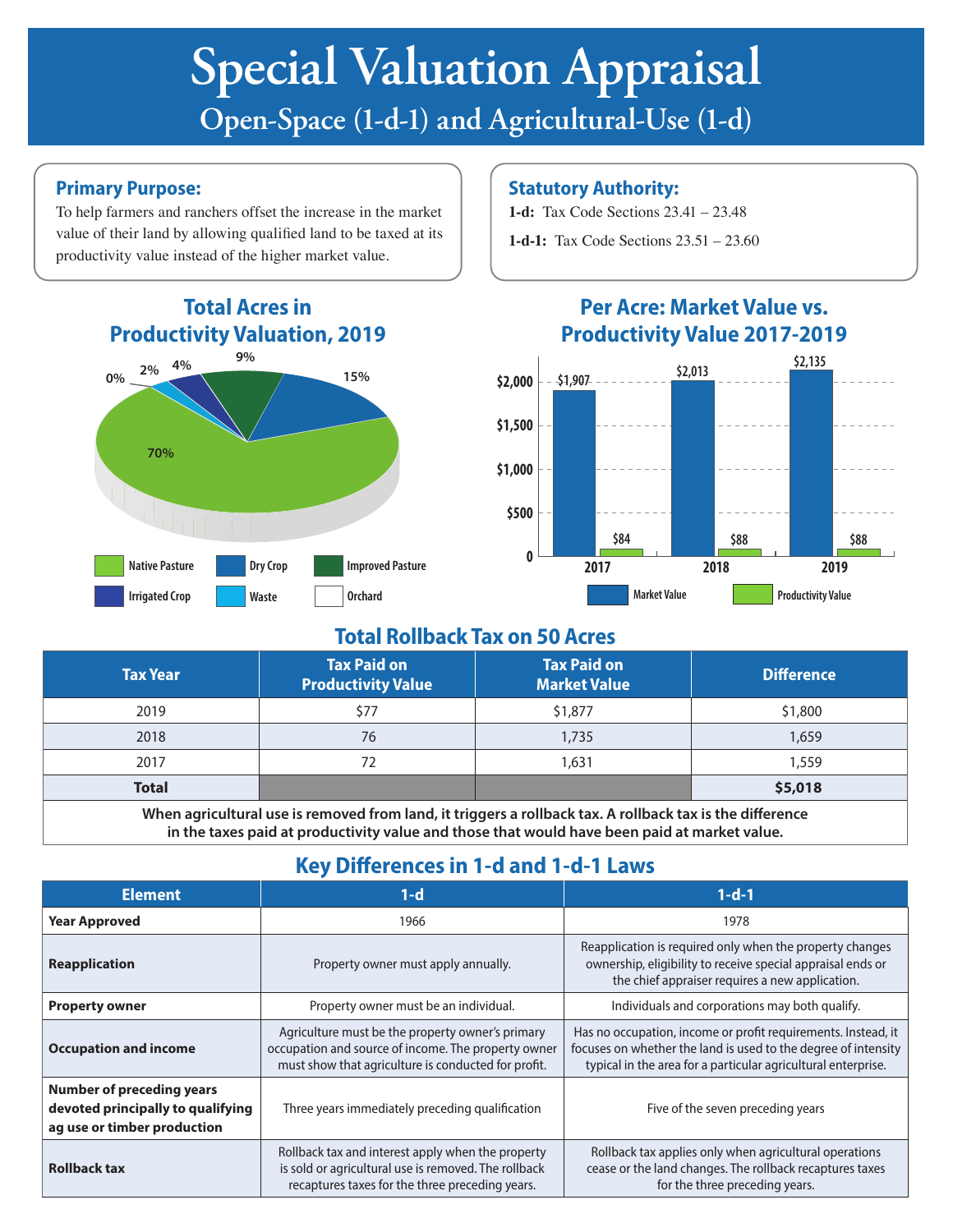# Special Valuation Appraisal

## Open-Space (1-d-1) and Agricultural-Use (1-d)

### Primary Purpose:

To help farmers and ranchers offset the increase in the market value of their land by allowing qualified land to be taxed at its productivity value instead of the higher market value.

### Statutory Authority:

**1-d:** Tax Code Sections 23.41 – 23.48

**1-d-1:** Tax Code Sections 23.51 – 23.60

### Total Acres in Productivity Valuation, 2019

| Category | Percent |
| --- | --- |
| Native Pasture | 70% |
| Dry Crop | 15% |
| Improved Pasture | 9% |
| Irrigated Crop | 4% |
| Waste | 2% |
| Orchard | 0% |

### Per Acre: Market Value vs. Productivity Value 2017-2019

| Year | Market Value | Productivity Value |
| --- | --- | --- |
| 2017 | $1,907 | $84 |
| 2018 | $2,013 | $88 |
| 2019 | $2,135 | $88 |

### Total Rollback Tax on 50 Acres

| Tax Year | Tax Paid on Productivity Value | Tax Paid on Market Value | Difference |
| --- | --- | --- | --- |
| 2019 | $77 | $1,877 | $1,800 |
| 2018 | 76 | 1,735 | 1,659 |
| 2017 | 72 | 1,631 | 1,559 |
| **Total** | | | **$5,018** |

**When agricultural use is removed from land, it triggers a rollback tax. A rollback tax is the difference in the taxes paid at productivity value and those that would have been paid at market value.**

### Key Differences in 1-d and 1-d-1 Laws

| Element | 1-d | 1-d-1 |
| --- | --- | --- |
| **Year Approved** | 1966 | 1978 |
| **Reapplication** | Property owner must apply annually. | Reapplication is required only when the property changes ownership, eligibility to receive special appraisal ends or the chief appraiser requires a new application. |
| **Property owner** | Property owner must be an individual. | Individuals and corporations may both qualify. |
| **Occupation and income** | Agriculture must be the property owner's primary occupation and source of income. The property owner must show that agriculture is conducted for profit. | Has no occupation, income or profit requirements. Instead, it focuses on whether the land is used to the degree of intensity typical in the area for a particular agricultural enterprise. |
| **Number of preceding years devoted principally to qualifying ag use or timber production** | Three years immediately preceding qualification | Five of the seven preceding years |
| **Rollback tax** | Rollback tax and interest apply when the property is sold or agricultural use is removed. The rollback recaptures taxes for the three preceding years. | Rollback tax applies only when agricultural operations cease or the land changes. The rollback recaptures taxes for the three preceding years. |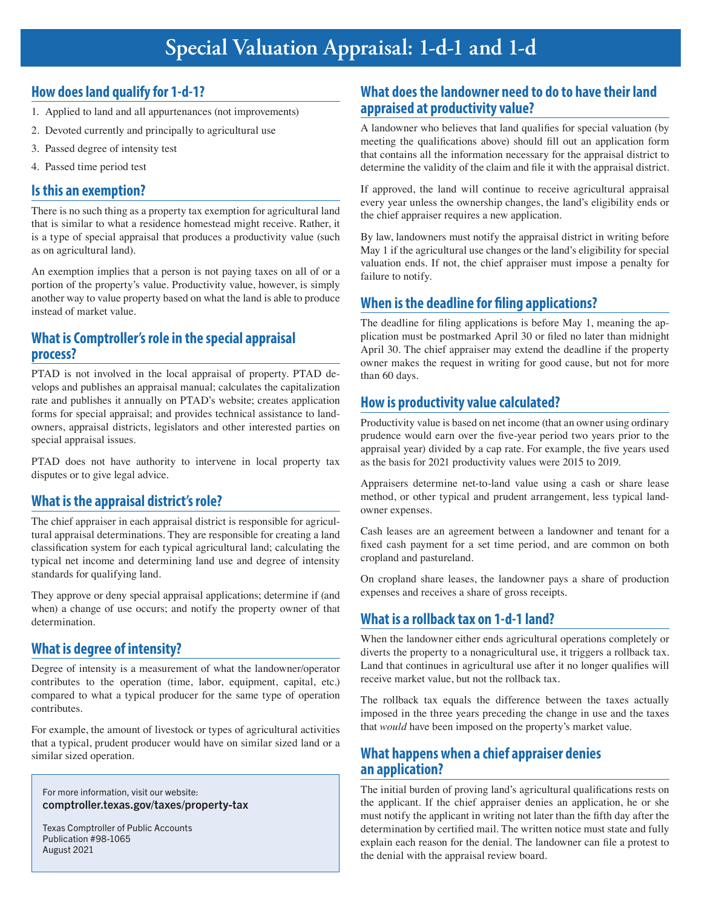# Special Valuation Appraisal: 1-d-1 and 1-d

## How does land qualify for 1-d-1?

1. Applied to land and all appurtenances (not improvements)
2. Devoted currently and principally to agricultural use
3. Passed degree of intensity test
4. Passed time period test

## Is this an exemption?

There is no such thing as a property tax exemption for agricultural land that is similar to what a residence homestead might receive. Rather, it is a type of special appraisal that produces a productivity value (such as on agricultural land).

An exemption implies that a person is not paying taxes on all of or a portion of the property's value. Productivity value, however, is simply another way to value property based on what the land is able to produce instead of market value.

## What is Comptroller's role in the special appraisal process?

PTAD is not involved in the local appraisal of property. PTAD develops and publishes an appraisal manual; calculates the capitalization rate and publishes it annually on PTAD's website; creates application forms for special appraisal; and provides technical assistance to landowners, appraisal districts, legislators and other interested parties on special appraisal issues.

PTAD does not have authority to intervene in local property tax disputes or to give legal advice.

## What is the appraisal district's role?

The chief appraiser in each appraisal district is responsible for agricultural appraisal determinations. They are responsible for creating a land classification system for each typical agricultural land; calculating the typical net income and determining land use and degree of intensity standards for qualifying land.

They approve or deny special appraisal applications; determine if (and when) a change of use occurs; and notify the property owner of that determination.

## What is degree of intensity?

Degree of intensity is a measurement of what the landowner/operator contributes to the operation (time, labor, equipment, capital, etc.) compared to what a typical producer for the same type of operation contributes.

For example, the amount of livestock or types of agricultural activities that a typical, prudent producer would have on similar sized land or a similar sized operation.

For more information, visit our website:
**comptroller.texas.gov/taxes/property-tax**

Texas Comptroller of Public Accounts
Publication #98-1065
August 2021

## What does the landowner need to do to have their land appraised at productivity value?

A landowner who believes that land qualifies for special valuation (by meeting the qualifications above) should fill out an application form that contains all the information necessary for the appraisal district to determine the validity of the claim and file it with the appraisal district.

If approved, the land will continue to receive agricultural appraisal every year unless the ownership changes, the land's eligibility ends or the chief appraiser requires a new application.

By law, landowners must notify the appraisal district in writing before May 1 if the agricultural use changes or the land's eligibility for special valuation ends. If not, the chief appraiser must impose a penalty for failure to notify.

## When is the deadline for filing applications?

The deadline for filing applications is before May 1, meaning the application must be postmarked April 30 or filed no later than midnight April 30. The chief appraiser may extend the deadline if the property owner makes the request in writing for good cause, but not for more than 60 days.

## How is productivity value calculated?

Productivity value is based on net income (that an owner using ordinary prudence would earn over the five-year period two years prior to the appraisal year) divided by a cap rate. For example, the five years used as the basis for 2021 productivity values were 2015 to 2019.

Appraisers determine net-to-land value using a cash or share lease method, or other typical and prudent arrangement, less typical landowner expenses.

Cash leases are an agreement between a landowner and tenant for a fixed cash payment for a set time period, and are common on both cropland and pastureland.

On cropland share leases, the landowner pays a share of production expenses and receives a share of gross receipts.

## What is a rollback tax on 1-d-1 land?

When the landowner either ends agricultural operations completely or diverts the property to a nonagricultural use, it triggers a rollback tax. Land that continues in agricultural use after it no longer qualifies will receive market value, but not the rollback tax.

The rollback tax equals the difference between the taxes actually imposed in the three years preceding the change in use and the taxes that *would* have been imposed on the property's market value.

## What happens when a chief appraiser denies an application?

The initial burden of proving land's agricultural qualifications rests on the applicant. If the chief appraiser denies an application, he or she must notify the applicant in writing not later than the fifth day after the determination by certified mail. The written notice must state and fully explain each reason for the denial. The landowner can file a protest to the denial with the appraisal review board.